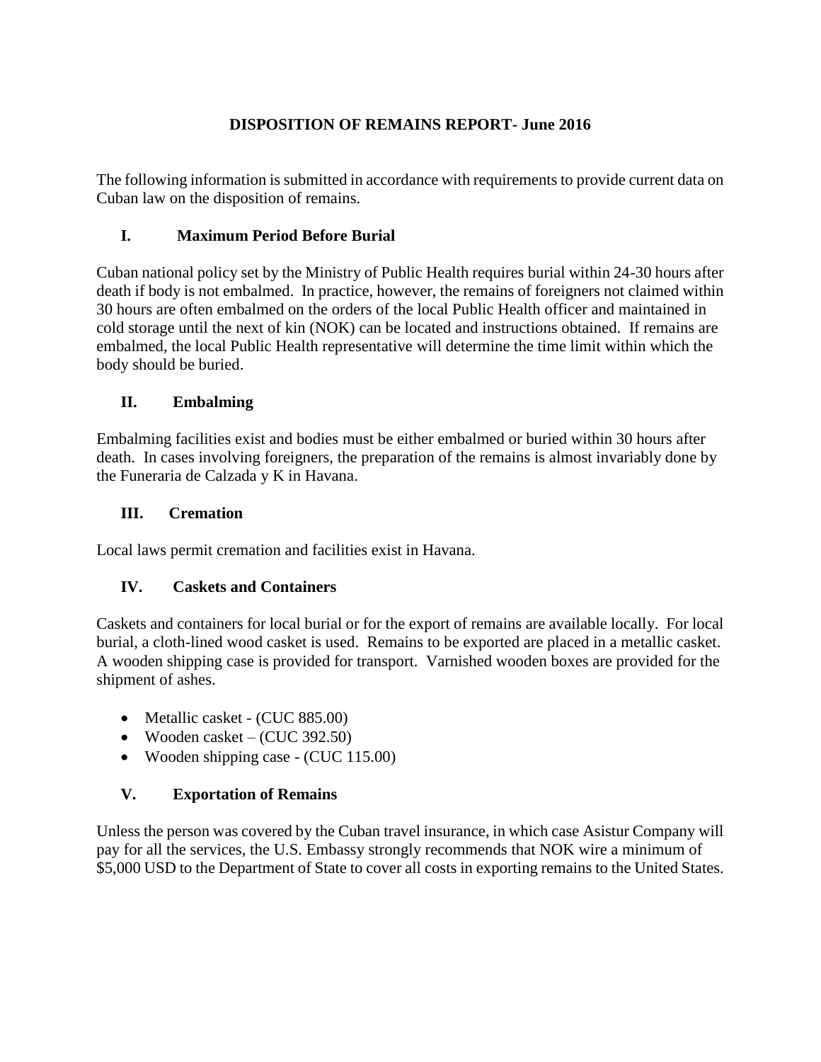# DISPOSITION OF REMAINS REPORT- June 2016

The following information is submitted in accordance with requirements to provide current data on Cuban law on the disposition of remains.

## I. Maximum Period Before Burial

Cuban national policy set by the Ministry of Public Health requires burial within 24-30 hours after death if body is not embalmed. In practice, however, the remains of foreigners not claimed within 30 hours are often embalmed on the orders of the local Public Health officer and maintained in cold storage until the next of kin (NOK) can be located and instructions obtained. If remains are embalmed, the local Public Health representative will determine the time limit within which the body should be buried.

## II. Embalming

Embalming facilities exist and bodies must be either embalmed or buried within 30 hours after death. In cases involving foreigners, the preparation of the remains is almost invariably done by the Funeraria de Calzada y K in Havana.

## III. Cremation

Local laws permit cremation and facilities exist in Havana.

## IV. Caskets and Containers

Caskets and containers for local burial or for the export of remains are available locally. For local burial, a cloth-lined wood casket is used. Remains to be exported are placed in a metallic casket. A wooden shipping case is provided for transport. Varnished wooden boxes are provided for the shipment of ashes.

- Metallic casket - (CUC 885.00)
- Wooden casket – (CUC 392.50)
- Wooden shipping case - (CUC 115.00)

## V. Exportation of Remains

Unless the person was covered by the Cuban travel insurance, in which case Asistur Company will pay for all the services, the U.S. Embassy strongly recommends that NOK wire a minimum of $5,000 USD to the Department of State to cover all costs in exporting remains to the United States.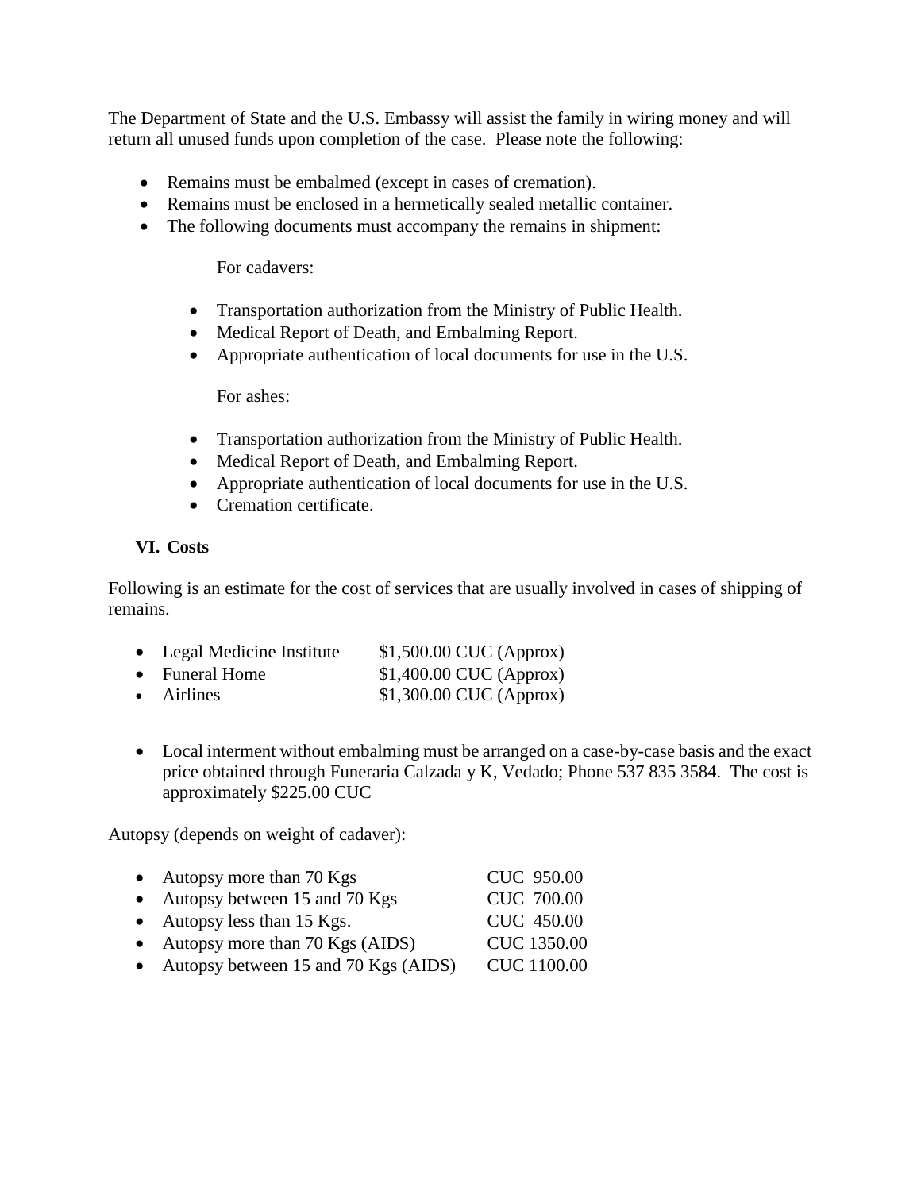The Department of State and the U.S. Embassy will assist the family in wiring money and will return all unused funds upon completion of the case. Please note the following:

- Remains must be embalmed (except in cases of cremation).
- Remains must be enclosed in a hermetically sealed metallic container.
- The following documents must accompany the remains in shipment:

  For cadavers:

  - Transportation authorization from the Ministry of Public Health.
  - Medical Report of Death, and Embalming Report.
  - Appropriate authentication of local documents for use in the U.S.

  For ashes:

  - Transportation authorization from the Ministry of Public Health.
  - Medical Report of Death, and Embalming Report.
  - Appropriate authentication of local documents for use in the U.S.
  - Cremation certificate.

## VI. Costs

Following is an estimate for the cost of services that are usually involved in cases of shipping of remains.

- Legal Medicine Institute $1,500.00 CUC (Approx)
- Funeral Home $1,400.00 CUC (Approx)
- Airlines $1,300.00 CUC (Approx)

- Local interment without embalming must be arranged on a case-by-case basis and the exact price obtained through Funeraria Calzada y K, Vedado; Phone 537 835 3584. The cost is approximately $225.00 CUC

Autopsy (depends on weight of cadaver):

- Autopsy more than 70 Kgs CUC 950.00
- Autopsy between 15 and 70 Kgs CUC 700.00
- Autopsy less than 15 Kgs. CUC 450.00
- Autopsy more than 70 Kgs (AIDS) CUC 1350.00
- Autopsy between 15 and 70 Kgs (AIDS) CUC 1100.00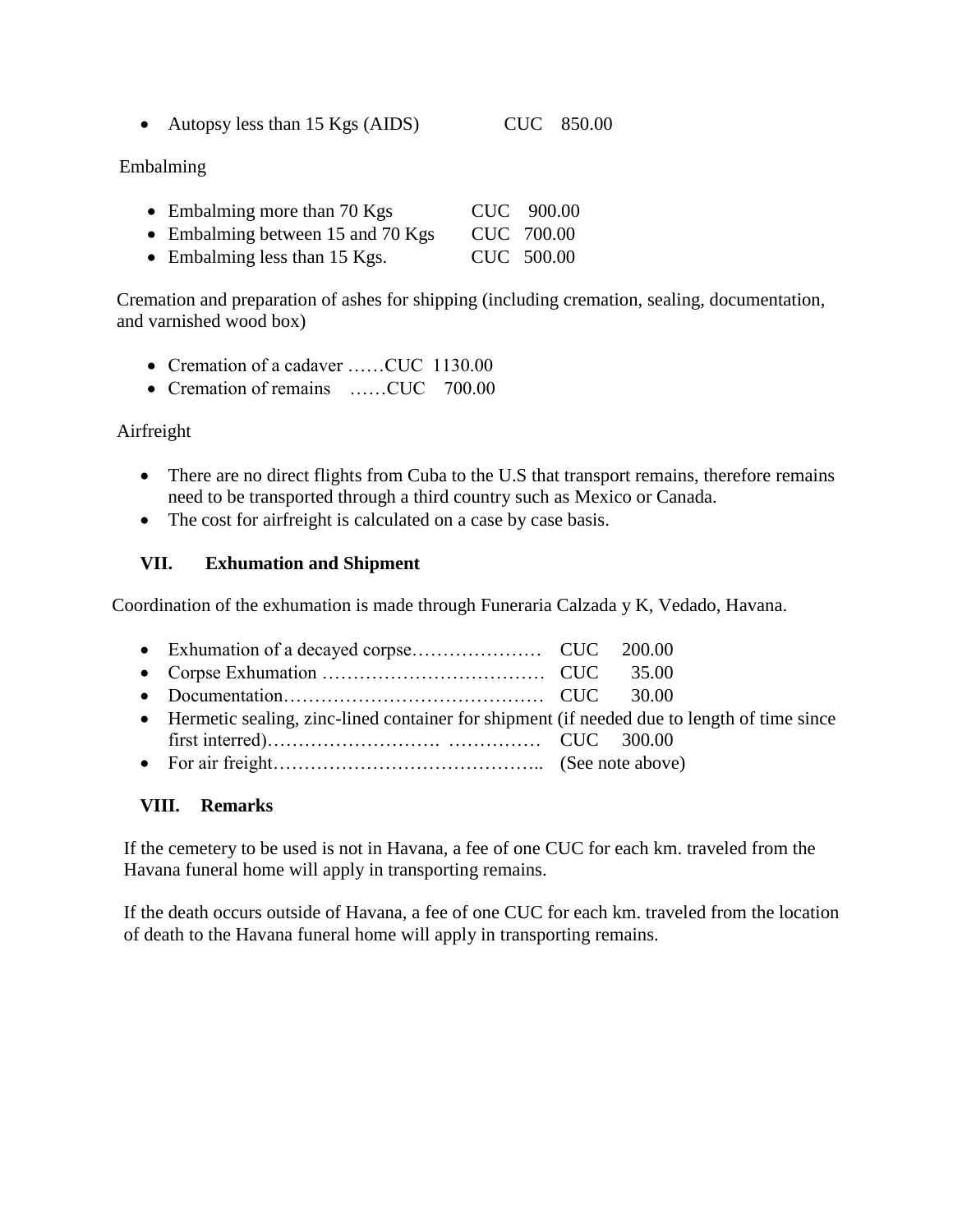- Autopsy less than 15 Kgs (AIDS) CUC 850.00

Embalming

- Embalming more than 70 Kgs CUC 900.00
- Embalming between 15 and 70 Kgs CUC 700.00
- Embalming less than 15 Kgs. CUC 500.00

Cremation and preparation of ashes for shipping (including cremation, sealing, documentation, and varnished wood box)

- Cremation of a cadaver ……CUC 1130.00
- Cremation of remains ……CUC 700.00

Airfreight

- There are no direct flights from Cuba to the U.S that transport remains, therefore remains need to be transported through a third country such as Mexico or Canada.
- The cost for airfreight is calculated on a case by case basis.

## VII. Exhumation and Shipment

Coordination of the exhumation is made through Funeraria Calzada y K, Vedado, Havana.

- Exhumation of a decayed corpse………………… CUC 200.00
- Corpse Exhumation ……………………………… CUC 35.00
- Documentation…………………………………… CUC 30.00
- Hermetic sealing, zinc-lined container for shipment (if needed due to length of time since first interred)………………………. …………… CUC 300.00
- For air freight…………………………………….. (See note above)

## VIII. Remarks

If the cemetery to be used is not in Havana, a fee of one CUC for each km. traveled from the Havana funeral home will apply in transporting remains.

If the death occurs outside of Havana, a fee of one CUC for each km. traveled from the location of death to the Havana funeral home will apply in transporting remains.